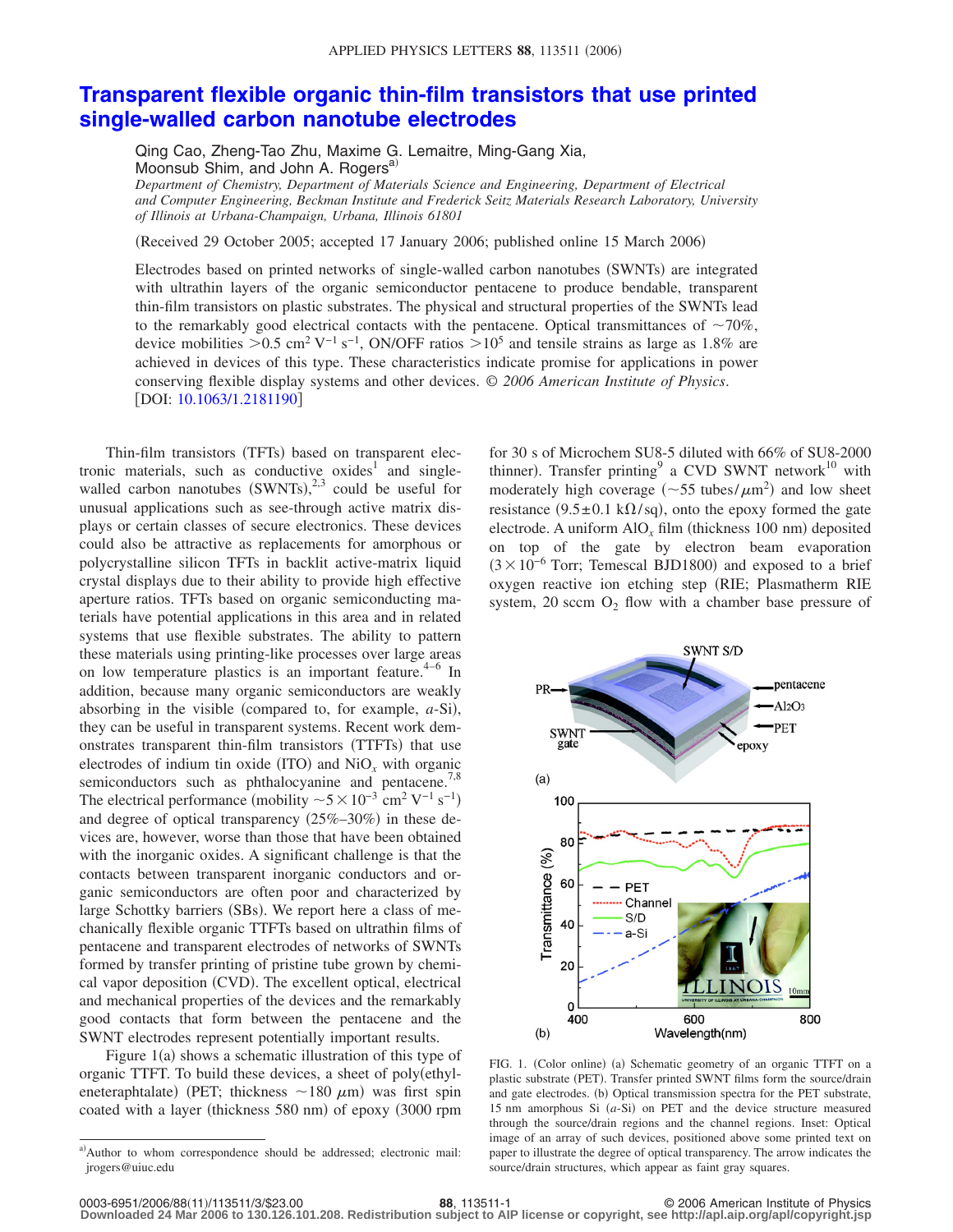# Transparent flexible organic thin-film transistors that use printed single-walled carbon nanotube electrodes

Qing Cao, Zheng-Tao Zhu, Maxime G. Lemaitre, Ming-Gang Xia, Moonsub Shim, and John A. Rogers[a)]

*Department of Chemistry, Department of Materials Science and Engineering, Department of Electrical and Computer Engineering, Beckman Institute and Frederick Seitz Materials Research Laboratory, University of Illinois at Urbana-Champaign, Urbana, Illinois 61801*

(Received 29 October 2005; accepted 17 January 2006; published online 15 March 2006)

Electrodes based on printed networks of single-walled carbon nanotubes (SWNTs) are integrated with ultrathin layers of the organic semiconductor pentacene to produce bendable, transparent thin-film transistors on plastic substrates. The physical and structural properties of the SWNTs lead to the remarkably good electrical contacts with the pentacene. Optical transmittances of ~70%, device mobilities $>0.5\ \mathrm{cm^2\,V^{-1}\,s^{-1}}$, ON/OFF ratios $>10^5$ and tensile strains as large as 1.8% are achieved in devices of this type. These characteristics indicate promise for applications in power conserving flexible display systems and other devices. © *2006 American Institute of Physics*. [DOI: 10.1063/1.2181190]

Thin-film transistors (TFTs) based on transparent electronic materials, such as conductive oxides[1] and single-walled carbon nanotubes (SWNTs),[2,3] could be useful for unusual applications such as see-through active matrix displays or certain classes of secure electronics. These devices could also be attractive as replacements for amorphous or polycrystalline silicon TFTs in backlit active-matrix liquid crystal displays due to their ability to provide high effective aperture ratios. TFTs based on organic semiconducting materials have potential applications in this area and in related systems that use flexible substrates. The ability to pattern these materials using printing-like processes over large areas on low temperature plastics is an important feature.[4–6] In addition, because many organic semiconductors are weakly absorbing in the visible (compared to, for example, *a*-Si), they can be useful in transparent systems. Recent work demonstrates transparent thin-film transistors (TTFTs) that use electrodes of indium tin oxide (ITO) and $NiO_x$ with organic semiconductors such as phthalocyanine and pentacene.[7,8] The electrical performance (mobility $\sim 5\times10^{-3}\ \mathrm{cm^2\,V^{-1}\,s^{-1}}$) and degree of optical transparency (25%–30%) in these devices are, however, worse than those that have been obtained with the inorganic oxides. A significant challenge is that the contacts between transparent inorganic conductors and organic semiconductors are often poor and characterized by large Schottky barriers (SBs). We report here a class of mechanically flexible organic TTFTs based on ultrathin films of pentacene and transparent electrodes of networks of SWNTs formed by transfer printing of pristine tube grown by chemical vapor deposition (CVD). The excellent optical, electrical and mechanical properties of the devices and the remarkably good contacts that form between the pentacene and the SWNT electrodes represent potentially important results.

Figure 1(a) shows a schematic illustration of this type of organic TTFT. To build these devices, a sheet of poly(ethyleneteraphtalate) (PET; thickness ~180 $\mu$m) was first spin coated with a layer (thickness 580 nm) of epoxy (3000 rpm for 30 s of Microchem SU8-5 diluted with 66% of SU8-2000 thinner). Transfer printing[9] a CVD SWNT network[10] with moderately high coverage (~55 tubes/$\mu$m$^2$) and low sheet resistance ($9.5\pm0.1\ \mathrm{k\Omega/sq}$), onto the epoxy formed the gate electrode. A uniform $AlO_x$ film (thickness 100 nm) deposited on top of the gate by electron beam evaporation ($3\times10^{-6}$ Torr; Temescal BJD1800) and exposed to a brief oxygen reactive ion etching step (RIE; Plasmatherm RIE system, 20 sccm $O_2$ flow with a chamber base pressure of

FIG. 1. (Color online) (a) Schematic geometry of an organic TTFT on a plastic substrate (PET). Transfer printed SWNT films form the source/drain and gate electrodes. (b) Optical transmission spectra for the PET substrate, 15 nm amorphous Si (*a*-Si) on PET and the device structure measured through the source/drain regions and the channel regions. Inset: Optical image of an array of such devices, positioned above some printed text on paper to illustrate the degree of optical transparency. The arrow indicates the source/drain structures, which appear as faint gray squares.

[a)]Author to whom correspondence should be addressed; electronic mail: jrogers@uiuc.edu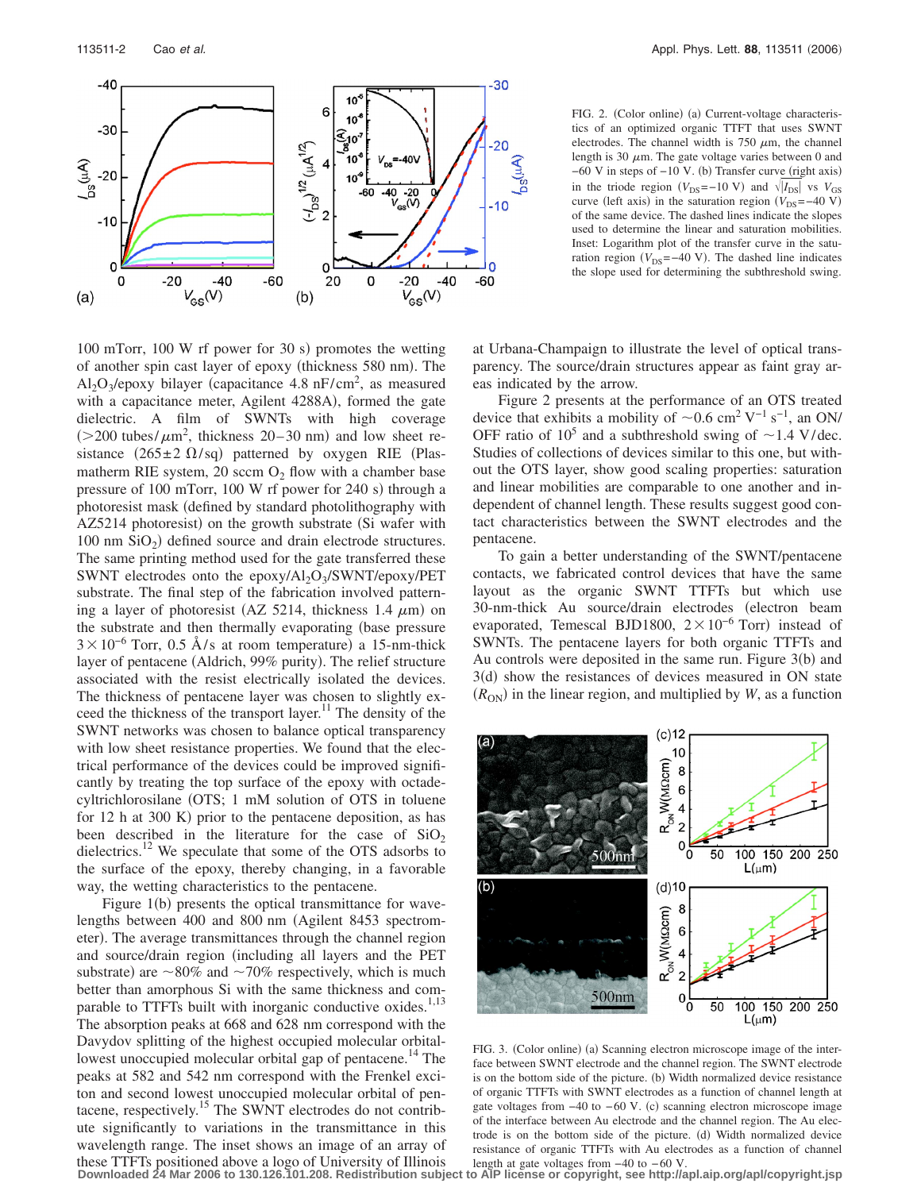FIG. 2. (Color online) (a) Current-voltage characteristics of an optimized organic TTFT that uses SWNT electrodes. The channel width is 750 $\mu$m, the channel length is 30 $\mu$m. The gate voltage varies between 0 and −60 V in steps of −10 V. (b) Transfer curve (right axis) in the triode region ($V_{DS}$=−10 V) and $\sqrt{|I_{DS}|}$ vs $V_{GS}$ curve (left axis) in the saturation region ($V_{DS}$=−40 V) of the same device. The dashed lines indicate the slopes used to determine the linear and saturation mobilities. Inset: Logarithm plot of the transfer curve in the saturation region ($V_{DS}$=−40 V). The dashed line indicates the slope used for determining the subthreshold swing.

100 mTorr, 100 W rf power for 30 s) promotes the wetting of another spin cast layer of epoxy (thickness 580 nm). The $Al_2O_3$/epoxy bilayer (capacitance 4.8 nF/cm$^2$, as measured with a capacitance meter, Agilent 4288A), formed the gate dielectric. A film of SWNTs with high coverage (>200 tubes/$\mu$m$^2$, thickness 20–30 nm) and low sheet resistance (265±2 $\Omega$/sq) patterned by oxygen RIE (Plasmatherm RIE system, 20 sccm $O_2$ flow with a chamber base pressure of 100 mTorr, 100 W rf power for 240 s) through a photoresist mask (defined by standard photolithography with AZ5214 photoresist) on the growth substrate (Si wafer with 100 nm $SiO_2$) defined source and drain electrode structures. The same printing method used for the gate transferred these SWNT electrodes onto the epoxy/$Al_2O_3$/SWNT/epoxy/PET substrate. The final step of the fabrication involved patterning a layer of photoresist (AZ 5214, thickness 1.4 $\mu$m) on the substrate and then thermally evaporating (base pressure $3\times10^{-6}$ Torr, 0.5 Å/s at room temperature) a 15-nm-thick layer of pentacene (Aldrich, 99% purity). The relief structure associated with the resist electrically isolated the devices. The thickness of pentacene layer was chosen to slightly exceed the thickness of the transport layer.[11] The density of the SWNT networks was chosen to balance optical transparency with low sheet resistance properties. We found that the electrical performance of the devices could be improved significantly by treating the top surface of the epoxy with octadecyltrichlorosilane (OTS; 1 mM solution of OTS in toluene for 12 h at 300 K) prior to the pentacene deposition, as has been described in the literature for the case of $SiO_2$ dielectrics.[12] We speculate that some of the OTS adsorbs to the surface of the epoxy, thereby changing, in a favorable way, the wetting characteristics to the pentacene.

Figure 1(b) presents the optical transmittance for wavelengths between 400 and 800 nm (Agilent 8453 spectrometer). The average transmittances through the channel region and source/drain region (including all layers and the PET substrate) are ~80% and ~70% respectively, which is much better than amorphous Si with the same thickness and comparable to TTFTs built with inorganic conductive oxides.[1,13] The absorption peaks at 668 and 628 nm correspond with the Davydov splitting of the highest occupied molecular orbital-lowest unoccupied molecular orbital gap of pentacene.[14] The peaks at 582 and 542 nm correspond with the Frenkel exciton and second lowest unoccupied molecular orbital of pentacene, respectively.[15] The SWNT electrodes do not contribute significantly to variations in the transmittance in this wavelength range. The inset shows an image of an array of these TTFTs positioned above a logo of University of Illinois at Urbana-Champaign to illustrate the level of optical transparency. The source/drain structures appear as faint gray areas indicated by the arrow.

Figure 2 presents at the performance of an OTS treated device that exhibits a mobility of ~0.6 cm$^2$ V$^{-1}$ s$^{-1}$, an ON/OFF ratio of $10^5$ and a subthreshold swing of ~1.4 V/dec. Studies of collections of devices similar to this one, but without the OTS layer, show good scaling properties: saturation and linear mobilities are comparable to one another and independent of channel length. These results suggest good contact characteristics between the SWNT electrodes and the pentacene.

To gain a better understanding of the SWNT/pentacene contacts, we fabricated control devices that have the same layout as the organic SWNT TTFTs but which use 30-nm-thick Au source/drain electrodes (electron beam evaporated, Temescal BJD1800, $2\times10^{-6}$ Torr) instead of SWNTs. The pentacene layers for both organic TTFTs and Au controls were deposited in the same run. Figure 3(b) and 3(d) show the resistances of devices measured in ON state ($R_{ON}$) in the linear region, and multiplied by $W$, as a function

FIG. 3. (Color online) (a) Scanning electron microscope image of the interface between SWNT electrode and the channel region. The SWNT electrode is on the bottom side of the picture. (b) Width normalized device resistance of organic TTFTs with SWNT electrodes as a function of channel length at gate voltages from −40 to −60 V. (c) scanning electron microscope image of the interface between Au electrode and the channel region. The Au electrode is on the bottom side of the picture. (d) Width normalized device resistance of organic TTFTs with Au electrodes as a function of channel length at gate voltages from −40 to −60 V.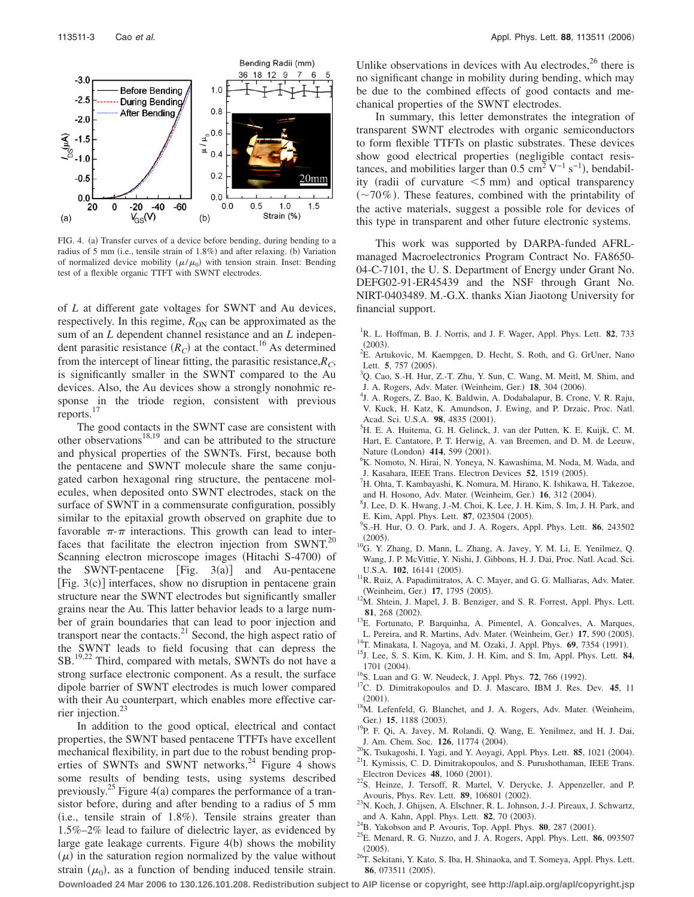(a)

-3.0, -2.5, -2.0, -1.5, -1.0, -0.5, 0.0

$I_{DS}$(μA)

20 0 -20 -40 -60

$V_{GS}$(V)

Before Bending

During Bending

After Bending

(b)

Bending Radii (mm)

36 18 12 9 7 6 5

1.0, 0.8, 0.6, 0.4, 0.2, 0.0

$\mu / \mu_0$

0.0 0.5 1.0 1.5

Strain (%)

20mm

FIG. 4. (a) Transfer curves of a device before bending, during bending to a radius of 5 mm (i.e., tensile strain of 1.8%) and after relaxing. (b) Variation of normalized device mobility ($\mu/\mu_0$) with tension strain. Inset: Bending test of a flexible organic TTFT with SWNT electrodes.

of $L$ at different gate voltages for SWNT and Au devices, respectively. In this regime, $R_{ON}$ can be approximated as the sum of an $L$ dependent channel resistance and an $L$ independent parasitic resistance ($R_C$) at the contact.[16] As determined from the intercept of linear fitting, the parasitic resistance,$R_C$, is significantly smaller in the SWNT compared to the Au devices. Also, the Au devices show a strongly nonohmic response in the triode region, consistent with previous reports.[17]

The good contacts in the SWNT case are consistent with other observations[18,19] and can be attributed to the structure and physical properties of the SWNTs. First, because both the pentacene and SWNT molecule share the same conjugated carbon hexagonal ring structure, the pentacene molecules, when deposited onto SWNT electrodes, stack on the surface of SWNT in a commensurate configuration, possibly similar to the epitaxial growth observed on graphite due to favorable $\pi$-$\pi$ interactions. This growth can lead to interfaces that facilitate the electron injection from SWNT.[20] Scanning electron microscope images (Hitachi S-4700) of the SWNT-pentacene [Fig. 3(a)] and Au-pentacene [Fig. 3(c)] interfaces, show no disruption in pentacene grain structure near the SWNT electrodes but significantly smaller grains near the Au. This latter behavior leads to a large number of grain boundaries that can lead to poor injection and transport near the contacts.[21] Second, the high aspect ratio of the SWNT leads to field focusing that can depress the SB.[19,22] Third, compared with metals, SWNTs do not have a strong surface electronic component. As a result, the surface dipole barrier of SWNT electrodes is much lower compared with their Au counterpart, which enables more effective carrier injection.[23]

In addition to the good optical, electrical and contact properties, the SWNT based pentacene TTFTs have excellent mechanical flexibility, in part due to the robust bending properties of SWNTs and SWNT networks.[24] Figure 4 shows some results of bending tests, using systems described previously.[25] Figure 4(a) compares the performance of a transistor before, during and after bending to a radius of 5 mm (i.e., tensile strain of 1.8%). Tensile strains greater than 1.5%–2% lead to failure of dielectric layer, as evidenced by large gate leakage currents. Figure 4(b) shows the mobility ($\mu$) in the saturation region normalized by the value without strain ($\mu_0$), as a function of bending induced tensile strain. Unlike observations in devices with Au electrodes,[26] there is no significant change in mobility during bending, which may be due to the combined effects of good contacts and mechanical properties of the SWNT electrodes.

In summary, this letter demonstrates the integration of transparent SWNT electrodes with organic semiconductors to form flexible TTFTs on plastic substrates. These devices show good electrical properties (negligible contact resistances, and mobilities larger than 0.5 $cm^2\,V^{-1}\,s^{-1}$), bendability (radii of curvature <5 mm) and optical transparency (~70%). These features, combined with the printability of the active materials, suggest a possible role for devices of this type in transparent and other future electronic systems.

This work was supported by DARPA-funded AFRL-managed Macroelectronics Program Contract No. FA8650-04-C-7101, the U. S. Department of Energy under Grant No. DEFG02-91-ER45439 and the NSF through Grant No. NIRT-0403489. M.-G.X. thanks Xian Jiaotong University for financial support.

[1] R. L. Hoffman, B. J. Norris, and J. F. Wager, Appl. Phys. Lett. **82**, 733 (2003).

[2] E. Artukovic, M. Kaempgen, D. Hecht, S. Roth, and G. GrUner, Nano Lett. **5**, 757 (2005).

[3] Q. Cao, S.-H. Hur, Z.-T. Zhu, Y. Sun, C. Wang, M. Meitl, M. Shim, and J. A. Rogers, Adv. Mater. (Weinheim, Ger.) **18**, 304 (2006).

[4] J. A. Rogers, Z. Bao, K. Baldwin, A. Dodabalapur, B. Crone, V. R. Raju, V. Kuck, H. Katz, K. Amundson, J. Ewing, and P. Drzaic, Proc. Natl. Acad. Sci. U.S.A. **98**, 4835 (2001).

[5] H. E. A. Huitema, G. H. Gelinck, J. van der Putten, K. E. Kuijk, C. M. Hart, E. Cantatore, P. T. Herwig, A. van Breemen, and D. M. de Leeuw, Nature (London) **414**, 599 (2001).

[6] K. Nomoto, N. Hirai, N. Yoneya, N. Kawashima, M. Noda, M. Wada, and J. Kasahara, IEEE Trans. Electron Devices **52**, 1519 (2005).

[7] H. Ohta, T. Kambayashi, K. Nomura, M. Hirano, K. Ishikawa, H. Takezoe, and H. Hosono, Adv. Mater. (Weinheim, Ger.) **16**, 312 (2004).

[8] J. Lee, D. K. Hwang, J.-M. Choi, K. Lee, J. H. Kim, S. Im, J. H. Park, and E. Kim, Appl. Phys. Lett. **87**, 023504 (2005).

[9] S.-H. Hur, O. O. Park, and J. A. Rogers, Appl. Phys. Lett. **86**, 243502 (2005).

[10] G. Y. Zhang, D. Mann, L. Zhang, A. Javey, Y. M. Li, E. Yenilmez, Q. Wang, J. P. McVittie, Y. Nishi, J. Gibbons, H. J. Dai, Proc. Natl. Acad. Sci. U.S.A. **102**, 16141 (2005).

[11] R. Ruiz, A. Papadimitratos, A. C. Mayer, and G. G. Malliaras, Adv. Mater. (Weinheim, Ger.) **17**, 1795 (2005).

[12] M. Shtein, J. Mapel, J. B. Benziger, and S. R. Forrest, Appl. Phys. Lett. **81**, 268 (2002).

[13] E. Fortunato, P. Barquinha, A. Pimentel, A. Goncalves, A. Marques, L. Pereira, and R. Martins, Adv. Mater. (Weinheim, Ger.) **17**, 590 (2005).

[14] T. Minakata, I. Nagoya, and M. Ozaki, J. Appl. Phys. **69**, 7354 (1991).

[15] J. Lee, S. S. Kim, K. Kim, J. H. Kim, and S. Im, Appl. Phys. Lett. **84**, 1701 (2004).

[16] S. Luan and G. W. Neudeck, J. Appl. Phys. **72**, 766 (1992).

[17] C. D. Dimitrakopoulos and D. J. Mascaro, IBM J. Res. Dev. **45**, 11 (2001).

[18] M. Lefenfeld, G. Blanchet, and J. A. Rogers, Adv. Mater. (Weinheim, Ger.) **15**, 1188 (2003).

[19] P. F. Qi, A. Javey, M. Rolandi, Q. Wang, E. Yenilmez, and H. J. Dai, J. Am. Chem. Soc. **126**, 11774 (2004).

[20] K. Tsukagoshi, I. Yagi, and Y. Aoyagi, Appl. Phys. Lett. **85**, 1021 (2004).

[21] I. Kymissis, C. D. Dimitrakopoulos, and S. Purushothaman, IEEE Trans. Electron Devices **48**, 1060 (2001).

[22] S. Heinze, J. Tersoff, R. Martel, V. Derycke, J. Appenzeller, and P. Avouris, Phys. Rev. Lett. **89**, 106801 (2002).

[23] N. Koch, J. Ghijsen, A. Elschner, R. L. Johnson, J.-J. Pireaux, J. Schwartz, and A. Kahn, Appl. Phys. Lett. **82**, 70 (2003).

[24] B. Yakobson and P. Avouris, Top. Appl. Phys. **80**, 287 (2001).

[25] E. Menard, R. G. Nuzzo, and J. A. Rogers, Appl. Phys. Lett. **86**, 093507 (2005).

[26] T. Sekitani, Y. Kato, S. Iba, H. Shinaoka, and T. Someya, Appl. Phys. Lett. **86**, 073511 (2005).